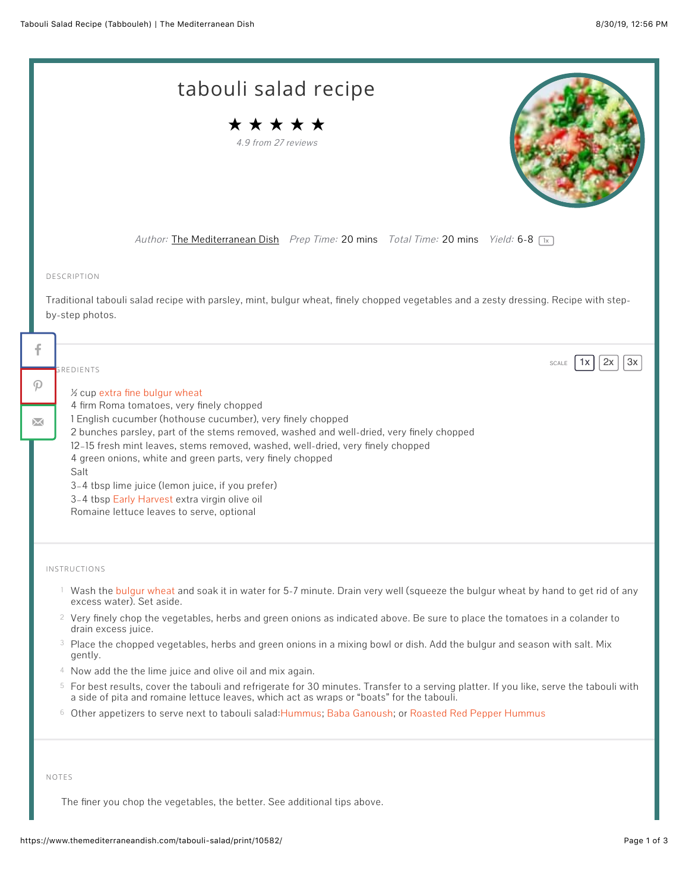# tabouli salad recipe

★★★★★

*4.9 from 27 reviews*

*Author:* The Mediterranean Dish *Prep Time:* 20 mins *Total Time:* 20 mins *Yield:* 6-8 1x

## DESCRIPTION

Traditional tabouli salad recipe with parsley, mint, bulgur wheat, finely chopped vegetables and a zesty dressing. Recipe with step-by-step photos.

## INGREDIENTS

SCALE 1x 2x 3x

- ½ cup extra fine bulgur wheat
- 4 firm Roma tomatoes, very finely chopped
- 1 English cucumber (hothouse cucumber), very finely chopped
- 2 bunches parsley, part of the stems removed, washed and well-dried, very finely chopped
- 12-15 fresh mint leaves, stems removed, washed, well-dried, very finely chopped
- 4 green onions, white and green parts, very finely chopped
- Salt
- 3-4 tbsp lime juice (lemon juice, if you prefer)
- 3-4 tbsp Early Harvest extra virgin olive oil
- Romaine lettuce leaves to serve, optional

## INSTRUCTIONS

1. Wash the bulgur wheat and soak it in water for 5-7 minute. Drain very well (squeeze the bulgur wheat by hand to get rid of any excess water). Set aside.
2. Very finely chop the vegetables, herbs and green onions as indicated above. Be sure to place the tomatoes in a colander to drain excess juice.
3. Place the chopped vegetables, herbs and green onions in a mixing bowl or dish. Add the bulgur and season with salt. Mix gently.
4. Now add the the lime juice and olive oil and mix again.
5. For best results, cover the tabouli and refrigerate for 30 minutes. Transfer to a serving platter. If you like, serve the tabouli with a side of pita and romaine lettuce leaves, which act as wraps or "boats" for the tabouli.
6. Other appetizers to serve next to tabouli salad:Hummus; Baba Ganoush; or Roasted Red Pepper Hummus

## NOTES

The finer you chop the vegetables, the better. See additional tips above.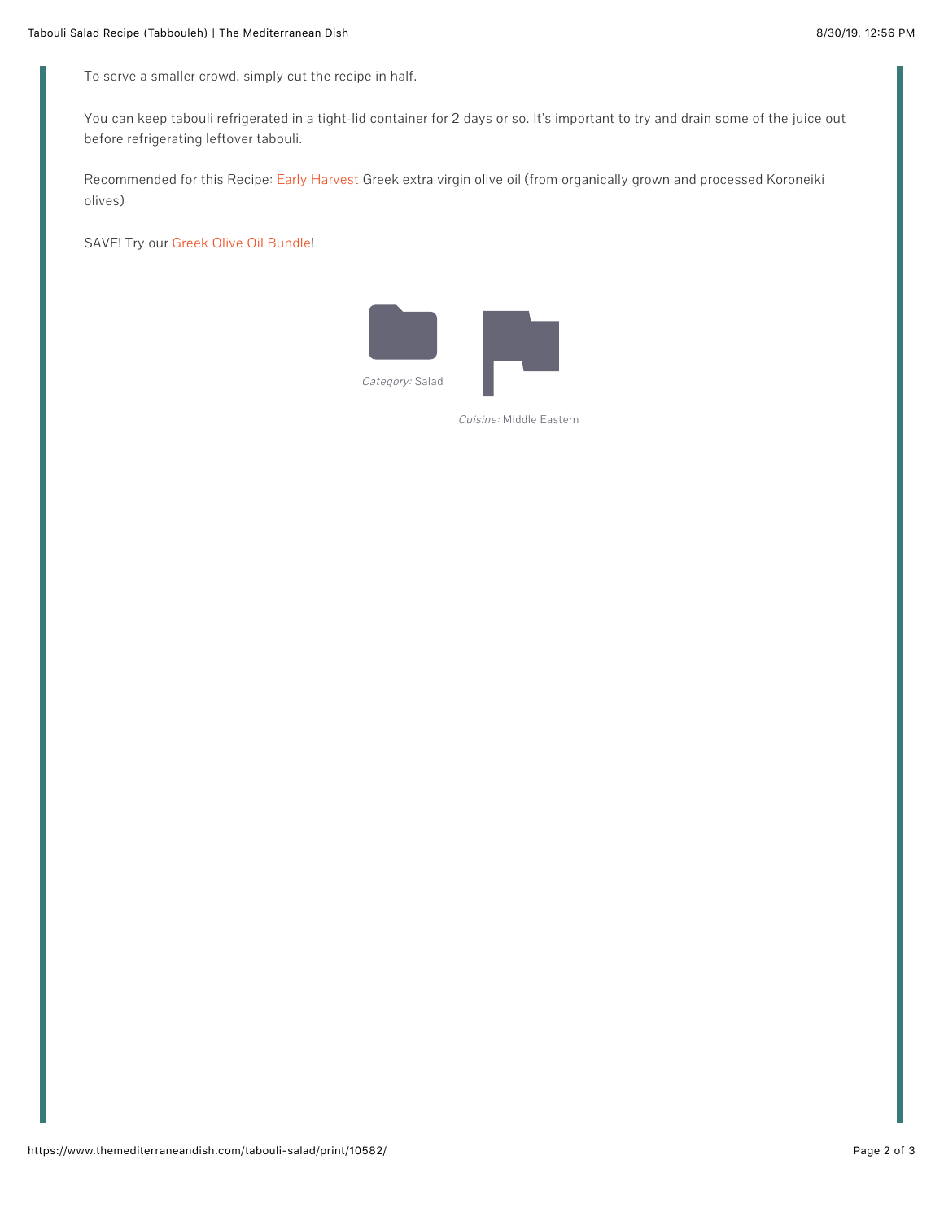To serve a smaller crowd, simply cut the recipe in half.

You can keep tabouli refrigerated in a tight-lid container for 2 days or so. It's important to try and drain some of the juice out before refrigerating leftover tabouli.

Recommended for this Recipe: Early Harvest Greek extra virgin olive oil (from organically grown and processed Koroneiki olives)

SAVE! Try our Greek Olive Oil Bundle!

*Category:* Salad

*Cuisine:* Middle Eastern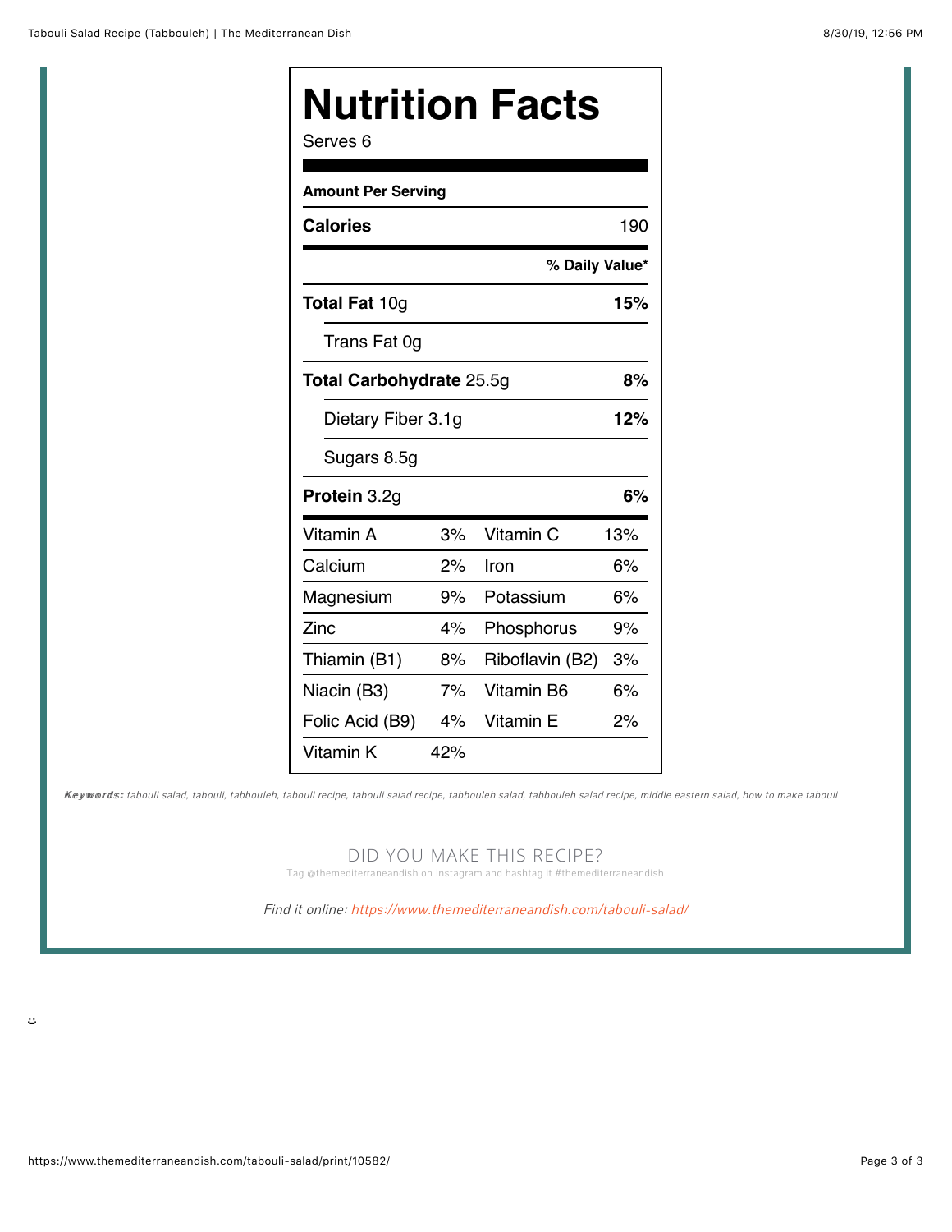# Nutrition Facts

Serves 6

**Amount Per Serving**

| | |
|---|---|
| **Calories** | 190 |
| | **% Daily Value*** |
| **Total Fat** 10g | **15%** |
| Trans Fat 0g | |
| **Total Carbohydrate** 25.5g | **8%** |
| Dietary Fiber 3.1g | **12%** |
| Sugars 8.5g | |
| **Protein** 3.2g | **6%** |

| | | | |
|---|---|---|---|
| Vitamin A | 3% | Vitamin C | 13% |
| Calcium | 2% | Iron | 6% |
| Magnesium | 9% | Potassium | 6% |
| Zinc | 4% | Phosphorus | 9% |
| Thiamin (B1) | 8% | Riboflavin (B2) | 3% |
| Niacin (B3) | 7% | Vitamin B6 | 6% |
| Folic Acid (B9) | 4% | Vitamin E | 2% |
| Vitamin K | 42% | | |

***Keywords:*** *tabouli salad, tabouli, tabbouleh, tabouli recipe, tabouli salad recipe, tabbouleh salad, tabbouleh salad recipe, middle eastern salad, how to make tabouli*

DID YOU MAKE THIS RECIPE?

Tag @themediterraneandish on Instagram and hashtag it #themediterraneandish

*Find it online: https://www.themediterraneandish.com/tabouli-salad/*